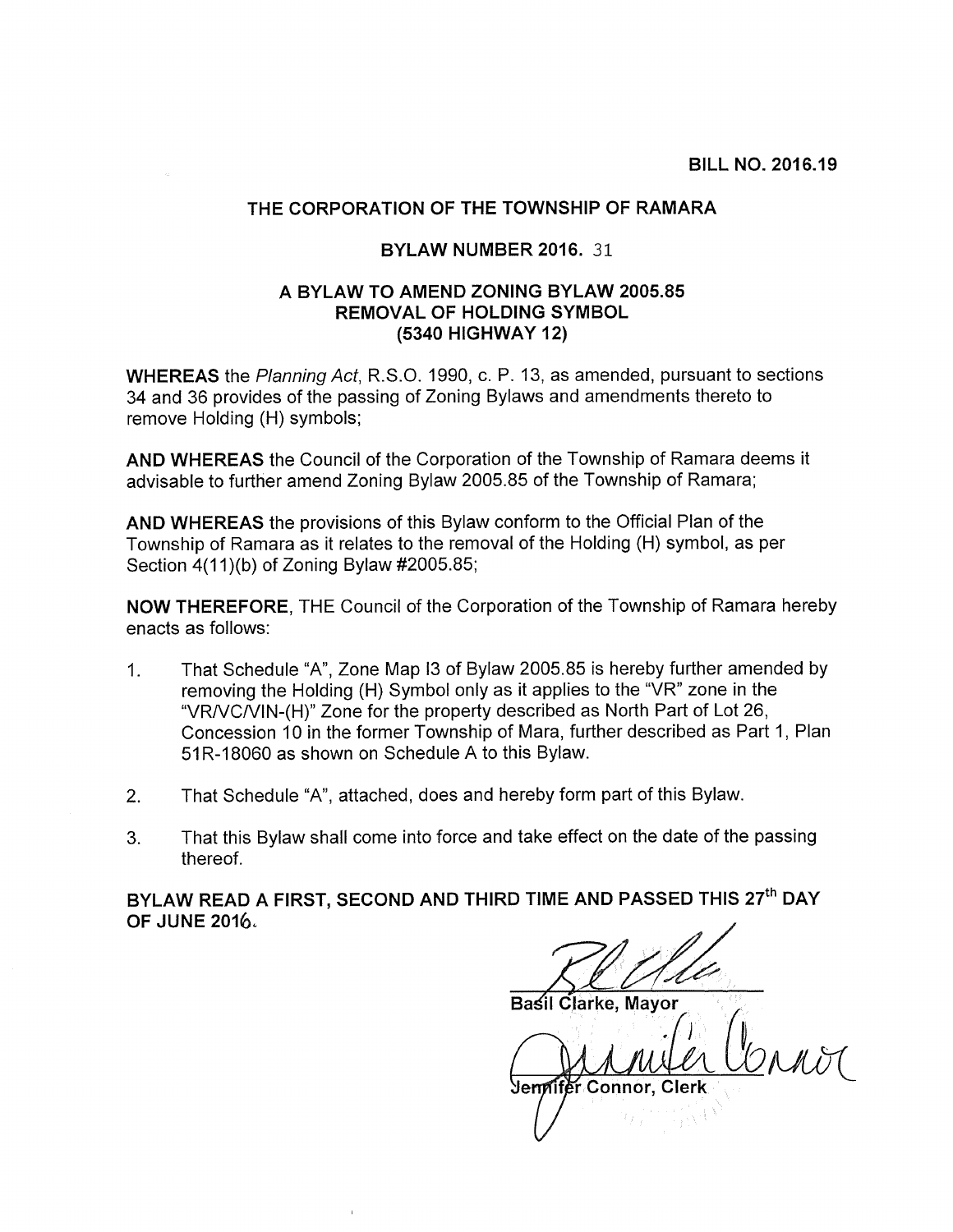**BILL NO. 2016.19**

# THE CORPORATION OF THE TOWNSHIP OF RAMARA

## BYLAW NUMBER 2016. 31

### A BYLAW TO AMEND ZONING BYLAW 2005.85
### REMOVAL OF HOLDING SYMBOL
### (5340 HIGHWAY 12)

**WHEREAS** the *Planning Act*, R.S.O. 1990, c. P. 13, as amended, pursuant to sections 34 and 36 provides of the passing of Zoning Bylaws and amendments thereto to remove Holding (H) symbols;

**AND WHEREAS** the Council of the Corporation of the Township of Ramara deems it advisable to further amend Zoning Bylaw 2005.85 of the Township of Ramara;

**AND WHEREAS** the provisions of this Bylaw conform to the Official Plan of the Township of Ramara as it relates to the removal of the Holding (H) symbol, as per Section 4(11)(b) of Zoning Bylaw #2005.85;

**NOW THEREFORE,** THE Council of the Corporation of the Township of Ramara hereby enacts as follows:

1. That Schedule "A", Zone Map I3 of Bylaw 2005.85 is hereby further amended by removing the Holding (H) Symbol only as it applies to the "VR" zone in the "VR/VC/VIN-(H)" Zone for the property described as North Part of Lot 26, Concession 10 in the former Township of Mara, further described as Part 1, Plan 51R-18060 as shown on Schedule A to this Bylaw.
2. That Schedule "A", attached, does and hereby form part of this Bylaw.
3. That this Bylaw shall come into force and take effect on the date of the passing thereof.

**BYLAW READ A FIRST, SECOND AND THIRD TIME AND PASSED THIS 27th DAY OF JUNE 2016.**

Basil Clarke, Mayor

Jennifer Connor, Clerk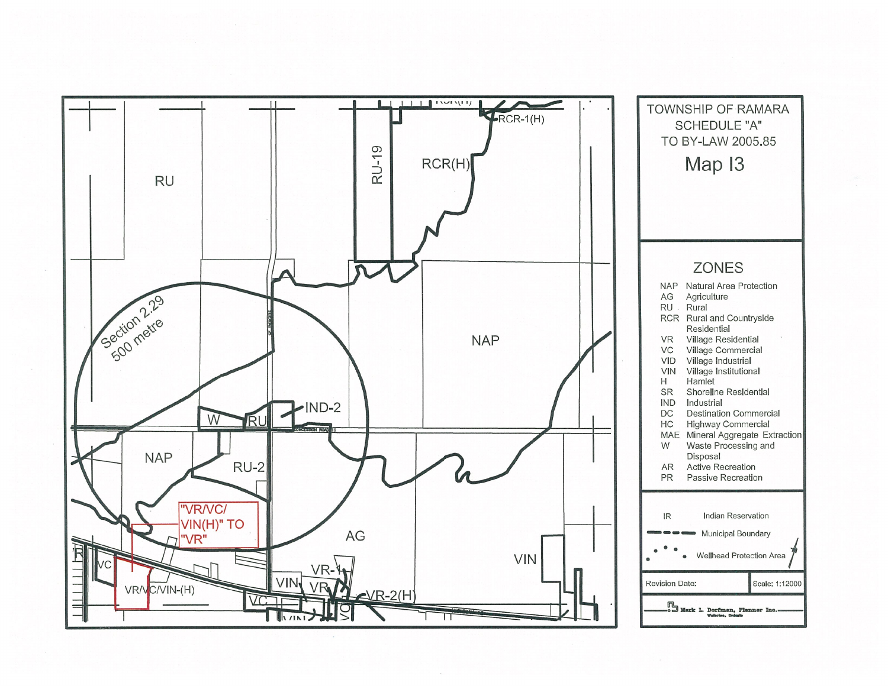TOWNSHIP OF RAMARA
SCHEDULE "A"
TO BY-LAW 2005.85

# Map I3

## ZONES

| | |
|---|---|
| NAP | Natural Area Protection |
| AG | Agriculture |
| RU | Rural |
| RCR | Rural and Countryside Residential |
| VR | Village Residential |
| VC | Village Commercial |
| VID | Village Industrial |
| VIN | Village Institutional |
| H | Hamlet |
| SR | Shoreline Residential |
| IND | Industrial |
| DC | Destination Commercial |
| HC | Highway Commercial |
| MAE | Mineral Aggregate Extraction |
| W | Waste Processing and Disposal |
| AR | Active Recreation |
| PR | Passive Recreation |

IR Indian Reservation

Municipal Boundary

Wellhead Protection Area

Revision Date:

Scale: 1:12000

Mark L. Dorfman, Planner Inc.
Waterloo, Ontario

RU
RU-19
RCR(H)
RCR-1(H)
NAP
Section 2.29
500 metre
IND-2
W
RU
CONCESSION ROAD 11
NAP
RU-2
"VR/VC/VIN(H)" TO "VR"
AG
VIN
VC
VR/VC/VIN-(H)
VIN
VR-1
VR
VR-2(H)
VC
VC